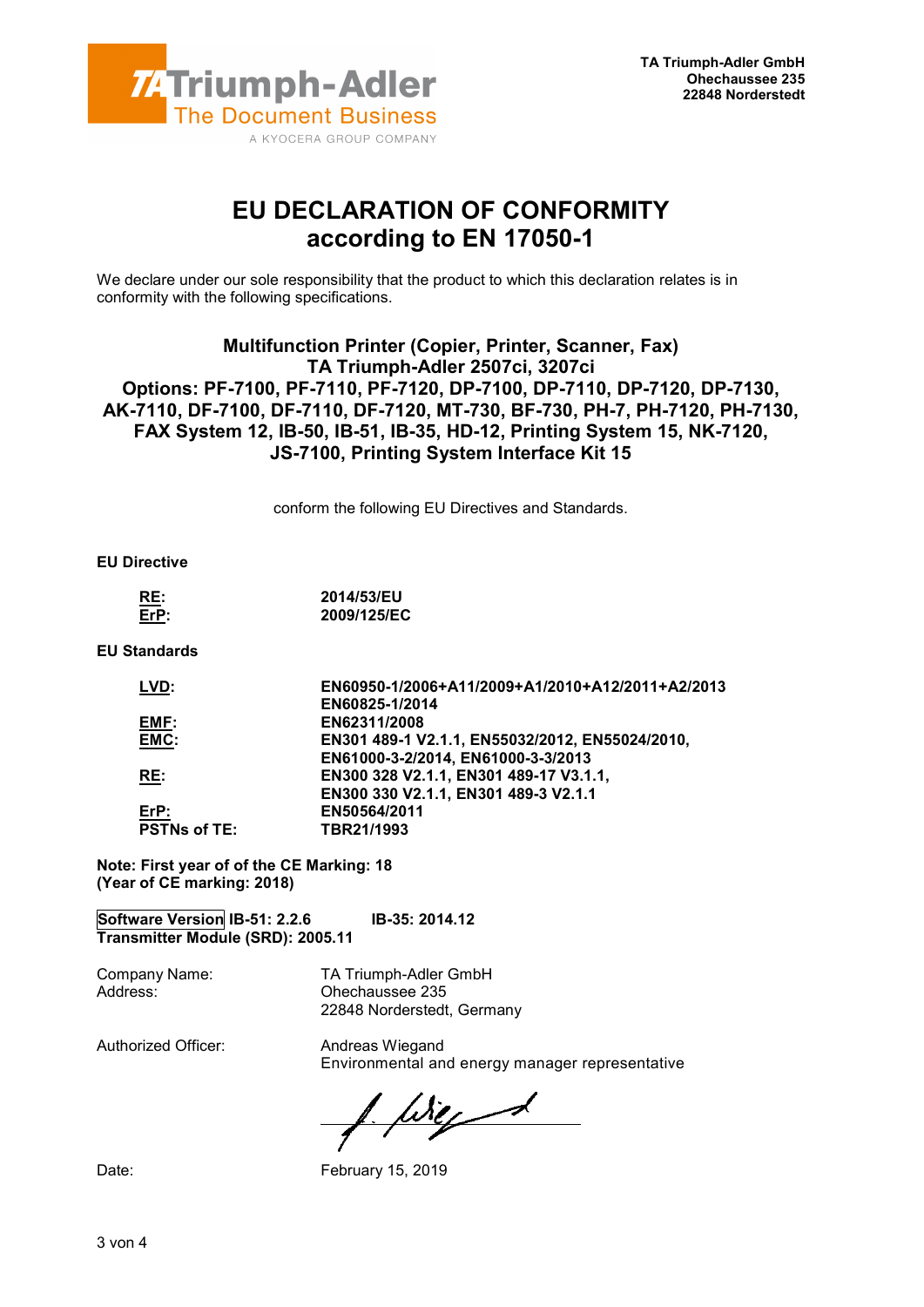TA Triumph-Adler
The Document Business
A KYOCERA GROUP COMPANY

**TA Triumph-Adler GmbH**
**Ohechaussee 235**
**22848 Norderstedt**

# EU DECLARATION OF CONFORMITY according to EN 17050-1

We declare under our sole responsibility that the product to which this declaration relates is in conformity with the following specifications.

**Multifunction Printer (Copier, Printer, Scanner, Fax)**
**TA Triumph-Adler 2507ci, 3207ci**
**Options: PF-7100, PF-7110, PF-7120, DP-7100, DP-7110, DP-7120, DP-7130, AK-7110, DF-7100, DF-7110, DF-7120, MT-730, BF-730, PH-7, PH-7120, PH-7130, FAX System 12, IB-50, IB-51, IB-35, HD-12, Printing System 15, NK-7120, JS-7100, Printing System Interface Kit 15**

conform the following EU Directives and Standards.

**EU Directive**

| | |
|---|---|
| **RE:** | **2014/53/EU** |
| **ErP:** | **2009/125/EC** |

**EU Standards**

| | |
|---|---|
| **LVD:** | **EN60950-1/2006+A11/2009+A1/2010+A12/2011+A2/2013**<br>**EN60825-1/2014** |
| **EMF:** | **EN62311/2008** |
| **EMC:** | **EN301 489-1 V2.1.1, EN55032/2012, EN55024/2010,**<br>**EN61000-3-2/2014, EN61000-3-3/2013** |
| **RE:** | **EN300 328 V2.1.1, EN301 489-17 V3.1.1,**<br>**EN300 330 V2.1.1, EN301 489-3 V2.1.1** |
| **ErP:** | **EN50564/2011** |
| **PSTNs of TE:** | **TBR21/1993** |

**Note: First year of of the CE Marking: 18**
**(Year of CE marking: 2018)**

**Software Version IB-51: 2.2.6 IB-35: 2014.12**
**Transmitter Module (SRD): 2005.11**

| | |
|---|---|
| Company Name: | TA Triumph-Adler GmbH |
| Address: | Ohechaussee 235<br>22848 Norderstedt, Germany |
| Authorized Officer: | Andreas Wiegand<br>Environmental and energy manager representative |
| Date: | February 15, 2019 |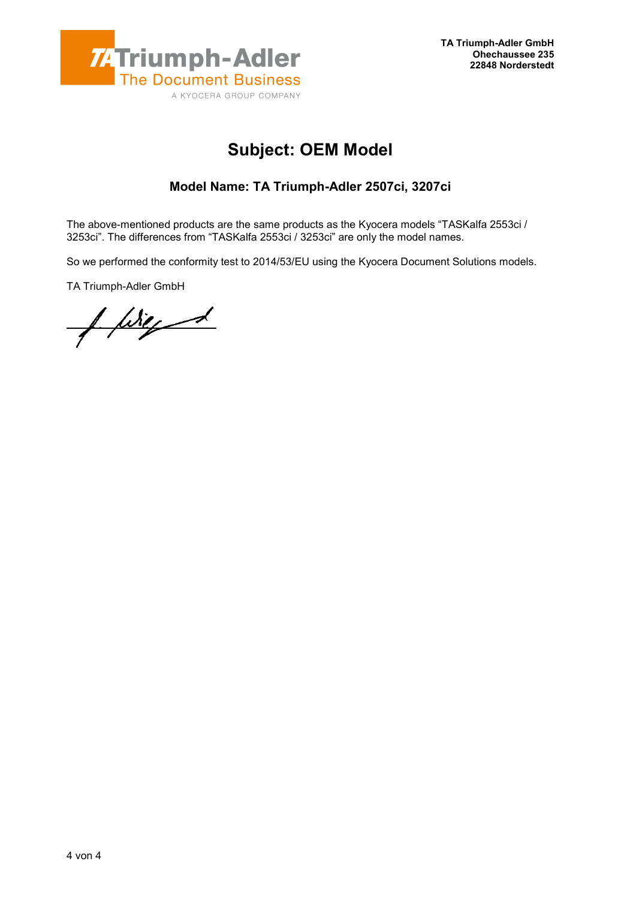TA Triumph-Adler
The Document Business
A KYOCERA GROUP COMPANY

**TA Triumph-Adler GmbH**
**Ohechaussee 235**
**22848 Norderstedt**

# Subject: OEM Model

## Model Name: TA Triumph-Adler 2507ci, 3207ci

The above-mentioned products are the same products as the Kyocera models "TASKalfa 2553ci / 3253ci". The differences from "TASKalfa 2553ci / 3253ci" are only the model names.

So we performed the conformity test to 2014/53/EU using the Kyocera Document Solutions models.

TA Triumph-Adler GmbH